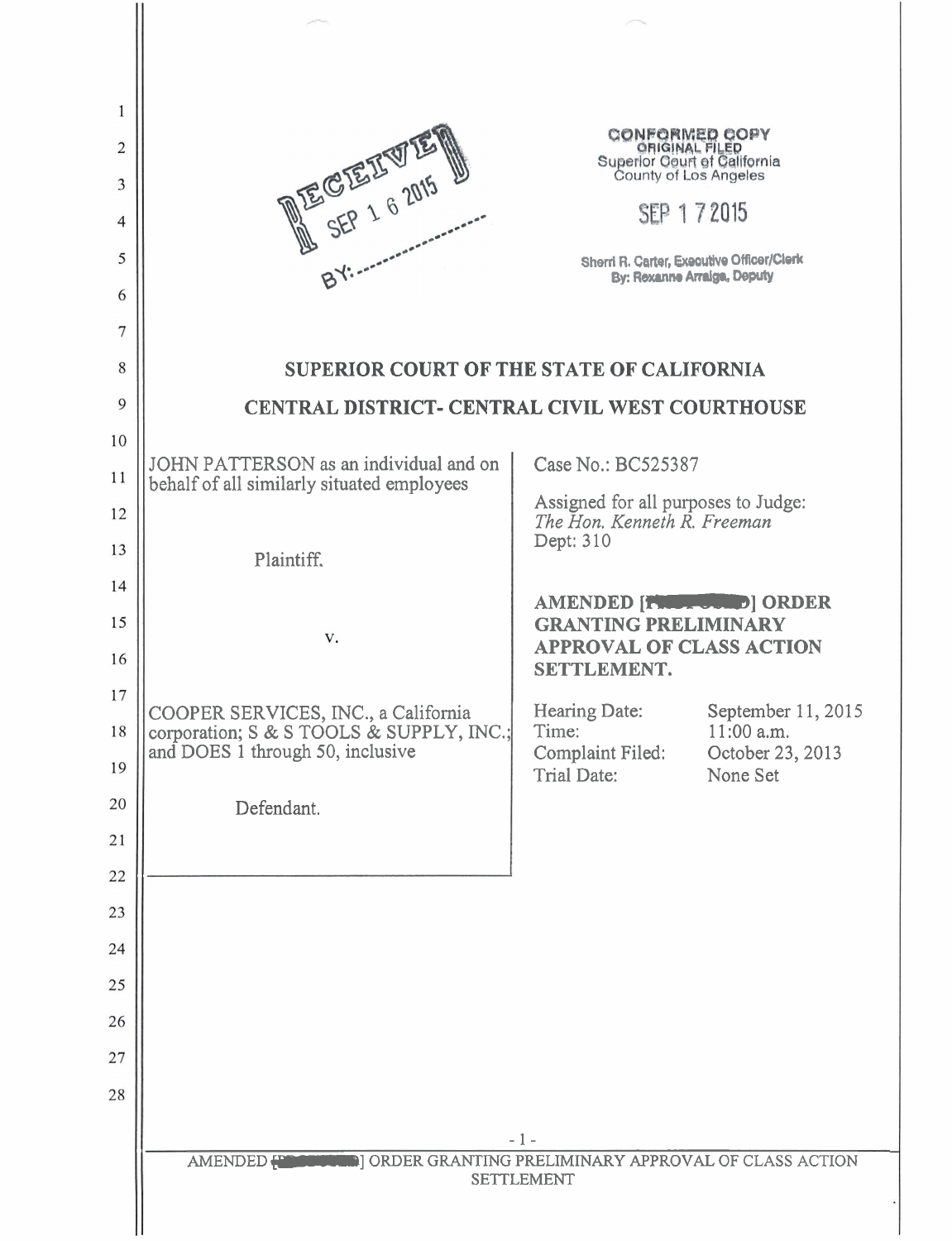RECEIVED
SEP 16 2015
BY: ............

CONFORMED COPY
ORIGINAL FILED
Superior Court of California
County of Los Angeles

SEP 17 2015

Sherri R. Carter, Executive Officer/Clerk
By: Rexanne Arraiga, Deputy

**SUPERIOR COURT OF THE STATE OF CALIFORNIA**

**CENTRAL DISTRICT- CENTRAL CIVIL WEST COURTHOUSE**

JOHN PATTERSON as an individual and on behalf of all similarly situated employees

Plaintiff.

v.

COOPER SERVICES, INC., a California corporation; S & S TOOLS & SUPPLY, INC.; and DOES 1 through 50, inclusive

Defendant.

Case No.: BC525387

Assigned for all purposes to Judge:
*The Hon. Kenneth R. Freeman*
Dept: 310

**AMENDED [PROPOSED] ORDER GRANTING PRELIMINARY APPROVAL OF CLASS ACTION SETTLEMENT.**

| | |
|---|---|
| Hearing Date: | September 11, 2015 |
| Time: | 11:00 a.m. |
| Complaint Filed: | October 23, 2013 |
| Trial Date: | None Set |

AMENDED [PROPOSED] ORDER GRANTING PRELIMINARY APPROVAL OF CLASS ACTION SETTLEMENT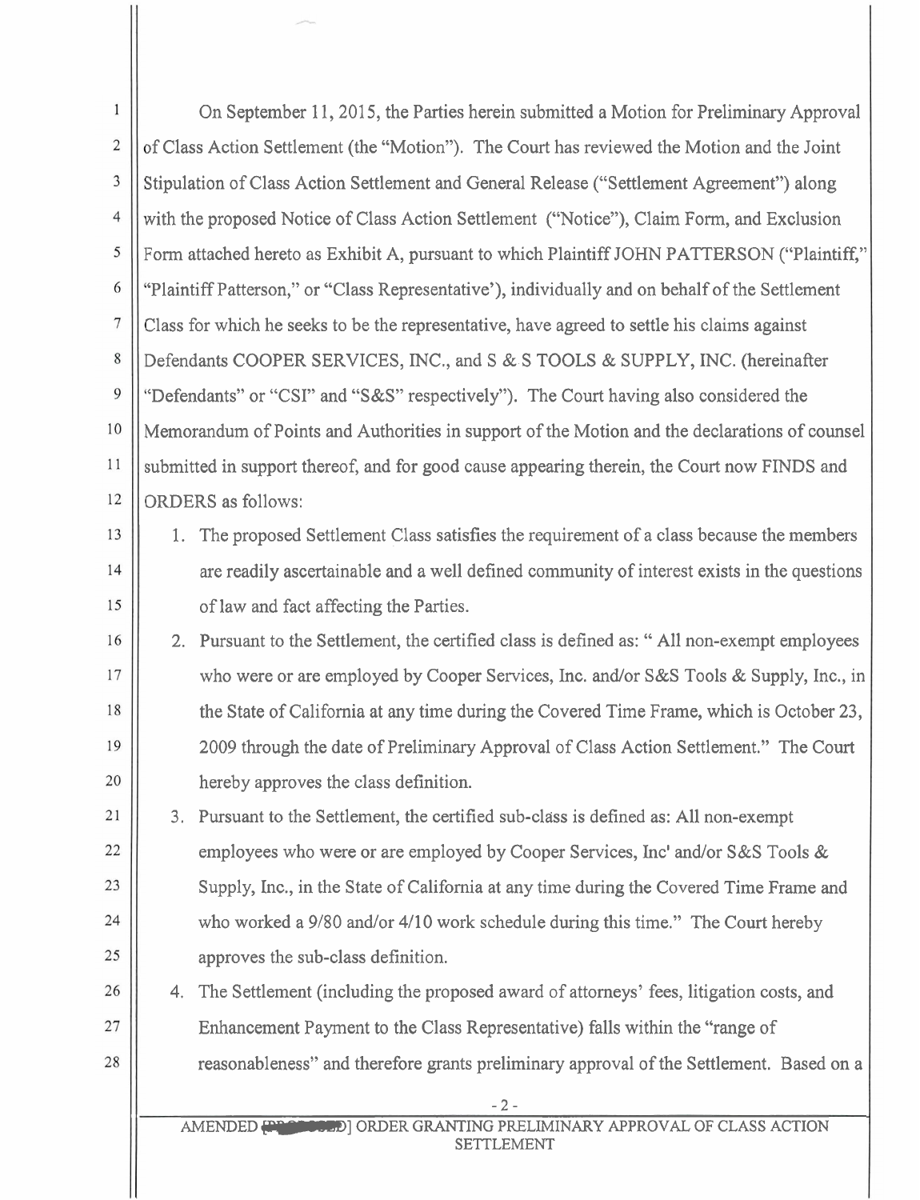On September 11, 2015, the Parties herein submitted a Motion for Preliminary Approval of Class Action Settlement (the "Motion"). The Court has reviewed the Motion and the Joint Stipulation of Class Action Settlement and General Release ("Settlement Agreement") along with the proposed Notice of Class Action Settlement ("Notice"), Claim Form, and Exclusion Form attached hereto as Exhibit A, pursuant to which Plaintiff JOHN PATTERSON ("Plaintiff," "Plaintiff Patterson," or "Class Representative'), individually and on behalf of the Settlement Class for which he seeks to be the representative, have agreed to settle his claims against Defendants COOPER SERVICES, INC., and S & S TOOLS & SUPPLY, INC. (hereinafter "Defendants" or "CSI" and "S&S" respectively"). The Court having also considered the Memorandum of Points and Authorities in support of the Motion and the declarations of counsel submitted in support thereof, and for good cause appearing therein, the Court now FINDS and ORDERS as follows:

1. The proposed Settlement Class satisfies the requirement of a class because the members are readily ascertainable and a well defined community of interest exists in the questions of law and fact affecting the Parties.
2. Pursuant to the Settlement, the certified class is defined as: " All non-exempt employees who were or are employed by Cooper Services, Inc. and/or S&S Tools & Supply, Inc., in the State of California at any time during the Covered Time Frame, which is October 23, 2009 through the date of Preliminary Approval of Class Action Settlement." The Court hereby approves the class definition.
3. Pursuant to the Settlement, the certified sub-class is defined as: All non-exempt employees who were or are employed by Cooper Services, Inc' and/or S&S Tools & Supply, Inc., in the State of California at any time during the Covered Time Frame and who worked a 9/80 and/or 4/10 work schedule during this time." The Court hereby approves the sub-class definition.
4. The Settlement (including the proposed award of attorneys' fees, litigation costs, and Enhancement Payment to the Class Representative) falls within the "range of reasonableness" and therefore grants preliminary approval of the Settlement. Based on a

AMENDED [PROPOSED] ORDER GRANTING PRELIMINARY APPROVAL OF CLASS ACTION SETTLEMENT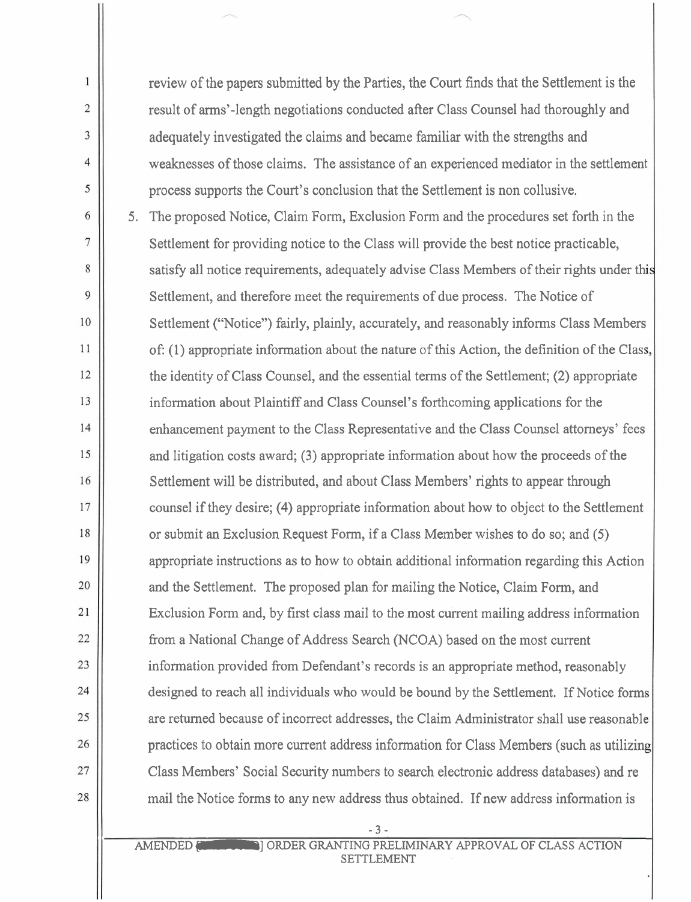review of the papers submitted by the Parties, the Court finds that the Settlement is the result of arms'-length negotiations conducted after Class Counsel had thoroughly and adequately investigated the claims and became familiar with the strengths and weaknesses of those claims. The assistance of an experienced mediator in the settlement process supports the Court's conclusion that the Settlement is non collusive.

5. The proposed Notice, Claim Form, Exclusion Form and the procedures set forth in the Settlement for providing notice to the Class will provide the best notice practicable, satisfy all notice requirements, adequately advise Class Members of their rights under this Settlement, and therefore meet the requirements of due process. The Notice of Settlement ("Notice") fairly, plainly, accurately, and reasonably informs Class Members of: (1) appropriate information about the nature of this Action, the definition of the Class, the identity of Class Counsel, and the essential terms of the Settlement; (2) appropriate information about Plaintiff and Class Counsel's forthcoming applications for the enhancement payment to the Class Representative and the Class Counsel attorneys' fees and litigation costs award; (3) appropriate information about how the proceeds of the Settlement will be distributed, and about Class Members' rights to appear through counsel if they desire; (4) appropriate information about how to object to the Settlement or submit an Exclusion Request Form, if a Class Member wishes to do so; and (5) appropriate instructions as to how to obtain additional information regarding this Action and the Settlement. The proposed plan for mailing the Notice, Claim Form, and Exclusion Form and, by first class mail to the most current mailing address information from a National Change of Address Search (NCOA) based on the most current information provided from Defendant's records is an appropriate method, reasonably designed to reach all individuals who would be bound by the Settlement. If Notice forms are returned because of incorrect addresses, the Claim Administrator shall use reasonable practices to obtain more current address information for Class Members (such as utilizing Class Members' Social Security numbers to search electronic address databases) and re mail the Notice forms to any new address thus obtained. If new address information is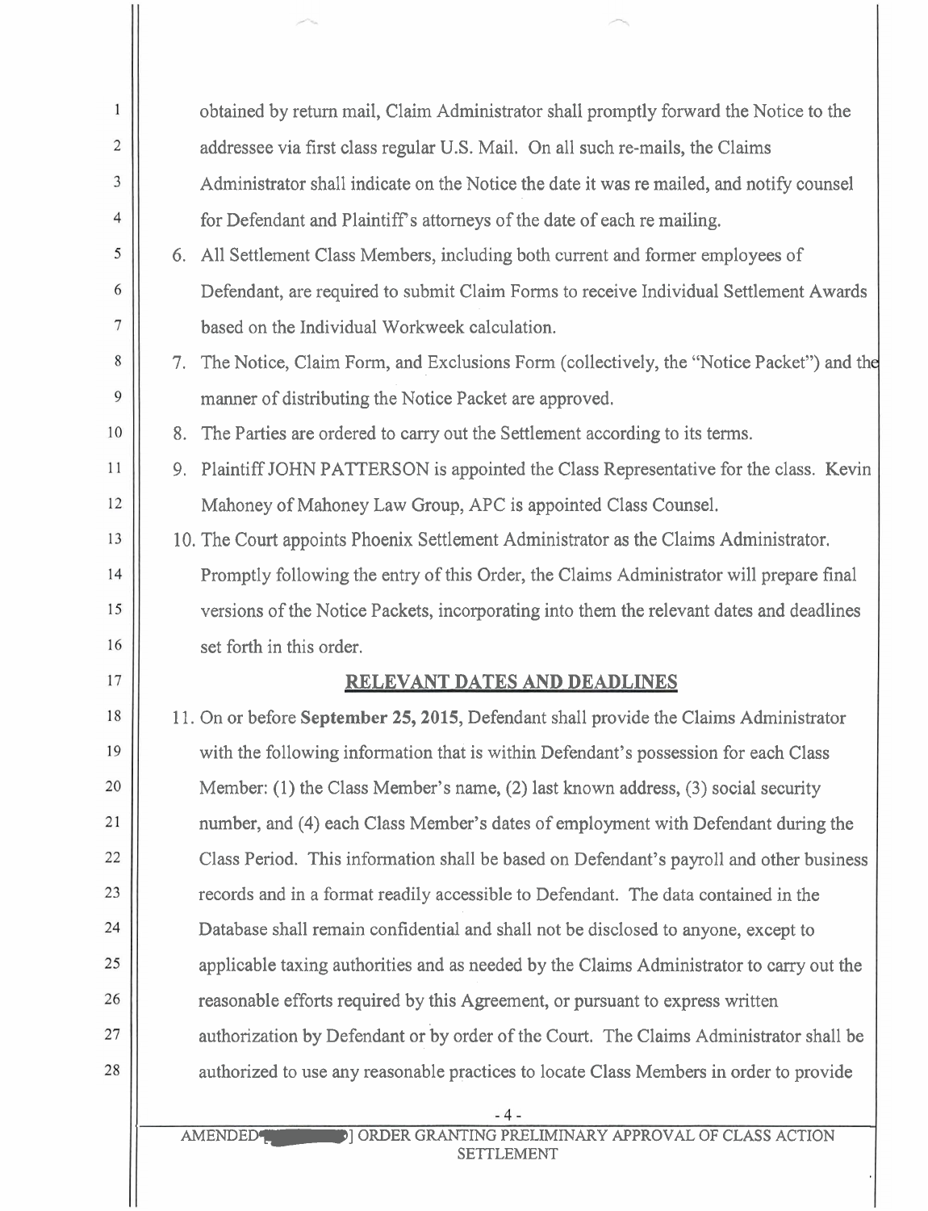obtained by return mail, Claim Administrator shall promptly forward the Notice to the addressee via first class regular U.S. Mail. On all such re-mails, the Claims Administrator shall indicate on the Notice the date it was re mailed, and notify counsel for Defendant and Plaintiff's attorneys of the date of each re mailing.

6. All Settlement Class Members, including both current and former employees of Defendant, are required to submit Claim Forms to receive Individual Settlement Awards based on the Individual Workweek calculation.
7. The Notice, Claim Form, and Exclusions Form (collectively, the "Notice Packet") and the manner of distributing the Notice Packet are approved.
8. The Parties are ordered to carry out the Settlement according to its terms.
9. Plaintiff JOHN PATTERSON is appointed the Class Representative for the class. Kevin Mahoney of Mahoney Law Group, APC is appointed Class Counsel.
10. The Court appoints Phoenix Settlement Administrator as the Claims Administrator. Promptly following the entry of this Order, the Claims Administrator will prepare final versions of the Notice Packets, incorporating into them the relevant dates and deadlines set forth in this order.

## RELEVANT DATES AND DEADLINES

11. On or before **September 25, 2015**, Defendant shall provide the Claims Administrator with the following information that is within Defendant's possession for each Class Member: (1) the Class Member's name, (2) last known address, (3) social security number, and (4) each Class Member's dates of employment with Defendant during the Class Period. This information shall be based on Defendant's payroll and other business records and in a format readily accessible to Defendant. The data contained in the Database shall remain confidential and shall not be disclosed to anyone, except to applicable taxing authorities and as needed by the Claims Administrator to carry out the reasonable efforts required by this Agreement, or pursuant to express written authorization by Defendant or by order of the Court. The Claims Administrator shall be authorized to use any reasonable practices to locate Class Members in order to provide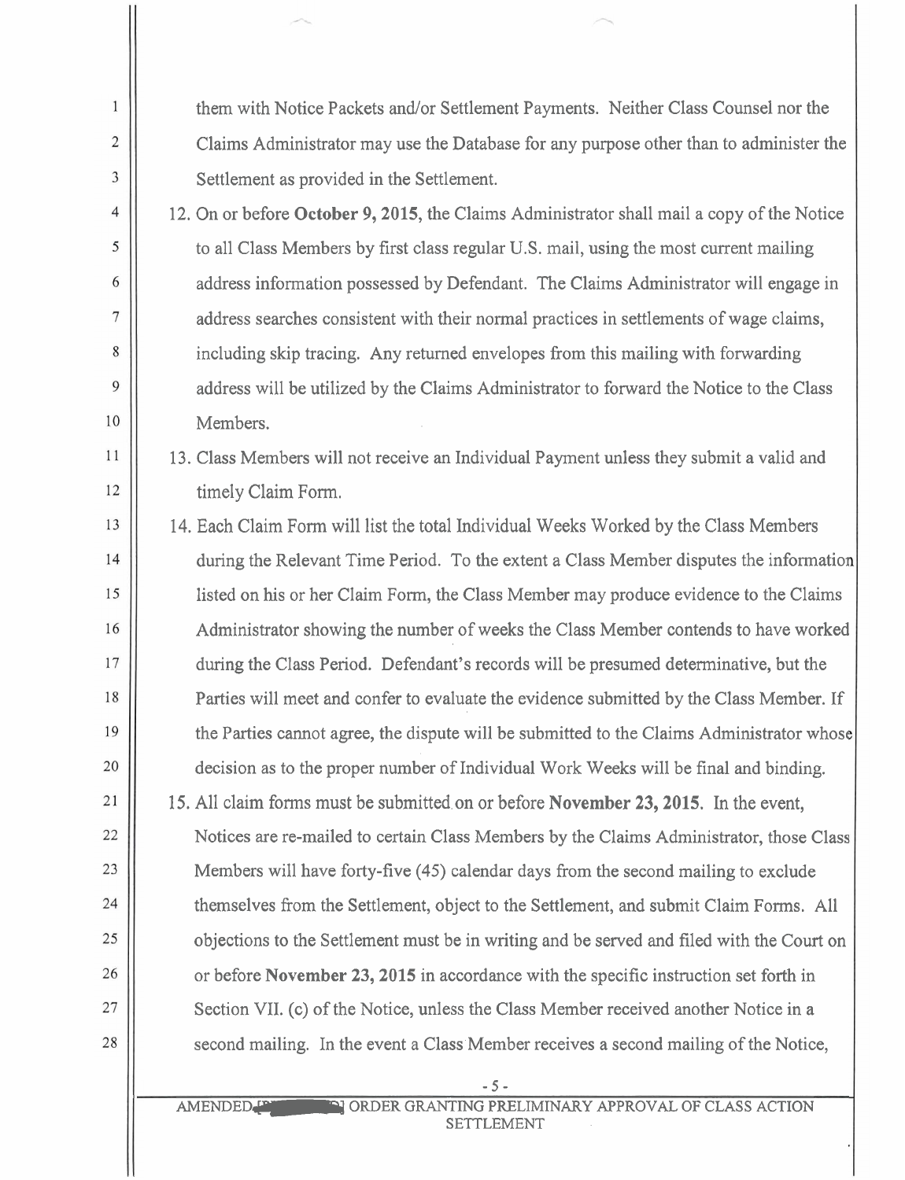them with Notice Packets and/or Settlement Payments. Neither Class Counsel nor the Claims Administrator may use the Database for any purpose other than to administer the Settlement as provided in the Settlement.

12. On or before **October 9, 2015**, the Claims Administrator shall mail a copy of the Notice to all Class Members by first class regular U.S. mail, using the most current mailing address information possessed by Defendant. The Claims Administrator will engage in address searches consistent with their normal practices in settlements of wage claims, including skip tracing. Any returned envelopes from this mailing with forwarding address will be utilized by the Claims Administrator to forward the Notice to the Class Members.

13. Class Members will not receive an Individual Payment unless they submit a valid and timely Claim Form.

14. Each Claim Form will list the total Individual Weeks Worked by the Class Members during the Relevant Time Period. To the extent a Class Member disputes the information listed on his or her Claim Form, the Class Member may produce evidence to the Claims Administrator showing the number of weeks the Class Member contends to have worked during the Class Period. Defendant's records will be presumed determinative, but the Parties will meet and confer to evaluate the evidence submitted by the Class Member. If the Parties cannot agree, the dispute will be submitted to the Claims Administrator whose decision as to the proper number of Individual Work Weeks will be final and binding.

15. All claim forms must be submitted on or before **November 23, 2015**. In the event, Notices are re-mailed to certain Class Members by the Claims Administrator, those Class Members will have forty-five (45) calendar days from the second mailing to exclude themselves from the Settlement, object to the Settlement, and submit Claim Forms. All objections to the Settlement must be in writing and be served and filed with the Court on or before **November 23, 2015** in accordance with the specific instruction set forth in Section VII. (c) of the Notice, unless the Class Member received another Notice in a second mailing. In the event a Class Member receives a second mailing of the Notice,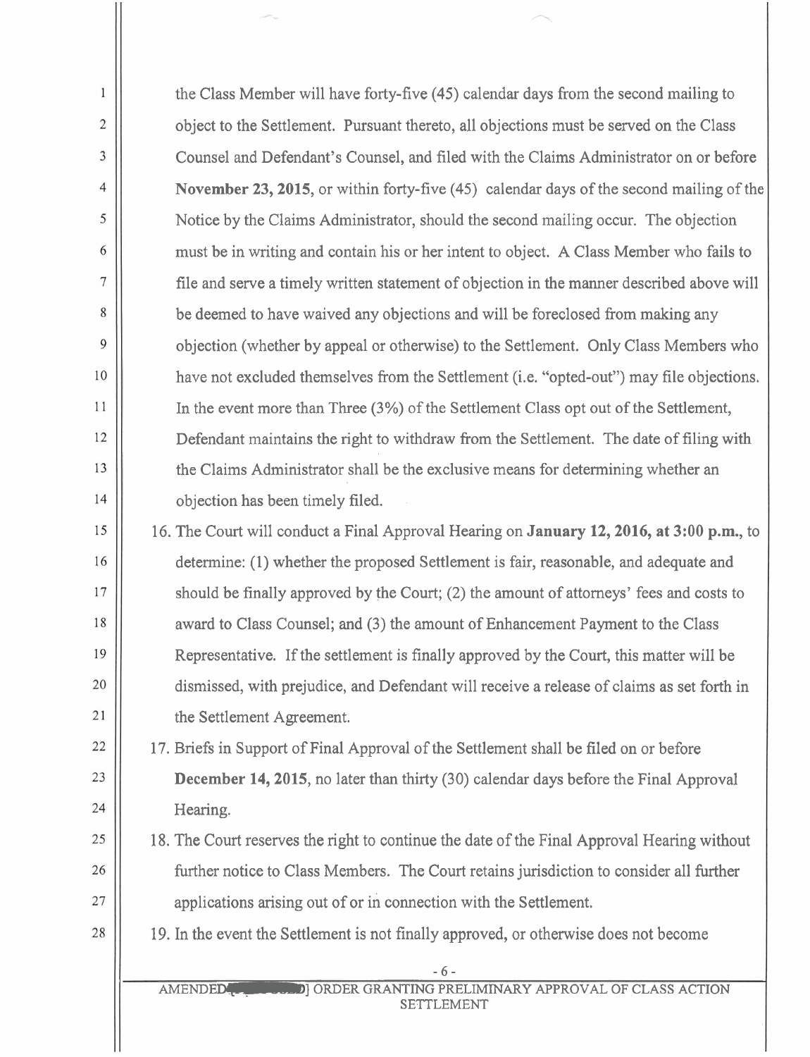the Class Member will have forty-five (45) calendar days from the second mailing to object to the Settlement. Pursuant thereto, all objections must be served on the Class Counsel and Defendant's Counsel, and filed with the Claims Administrator on or before **November 23, 2015**, or within forty-five (45) calendar days of the second mailing of the Notice by the Claims Administrator, should the second mailing occur. The objection must be in writing and contain his or her intent to object. A Class Member who fails to file and serve a timely written statement of objection in the manner described above will be deemed to have waived any objections and will be foreclosed from making any objection (whether by appeal or otherwise) to the Settlement. Only Class Members who have not excluded themselves from the Settlement (i.e. "opted-out") may file objections. In the event more than Three (3%) of the Settlement Class opt out of the Settlement, Defendant maintains the right to withdraw from the Settlement. The date of filing with the Claims Administrator shall be the exclusive means for determining whether an objection has been timely filed.

16. The Court will conduct a Final Approval Hearing on **January 12, 2016, at 3:00 p.m.**, to determine: (1) whether the proposed Settlement is fair, reasonable, and adequate and should be finally approved by the Court; (2) the amount of attorneys' fees and costs to award to Class Counsel; and (3) the amount of Enhancement Payment to the Class Representative. If the settlement is finally approved by the Court, this matter will be dismissed, with prejudice, and Defendant will receive a release of claims as set forth in the Settlement Agreement.

17. Briefs in Support of Final Approval of the Settlement shall be filed on or before **December 14, 2015**, no later than thirty (30) calendar days before the Final Approval Hearing.

18. The Court reserves the right to continue the date of the Final Approval Hearing without further notice to Class Members. The Court retains jurisdiction to consider all further applications arising out of or in connection with the Settlement.

19. In the event the Settlement is not finally approved, or otherwise does not become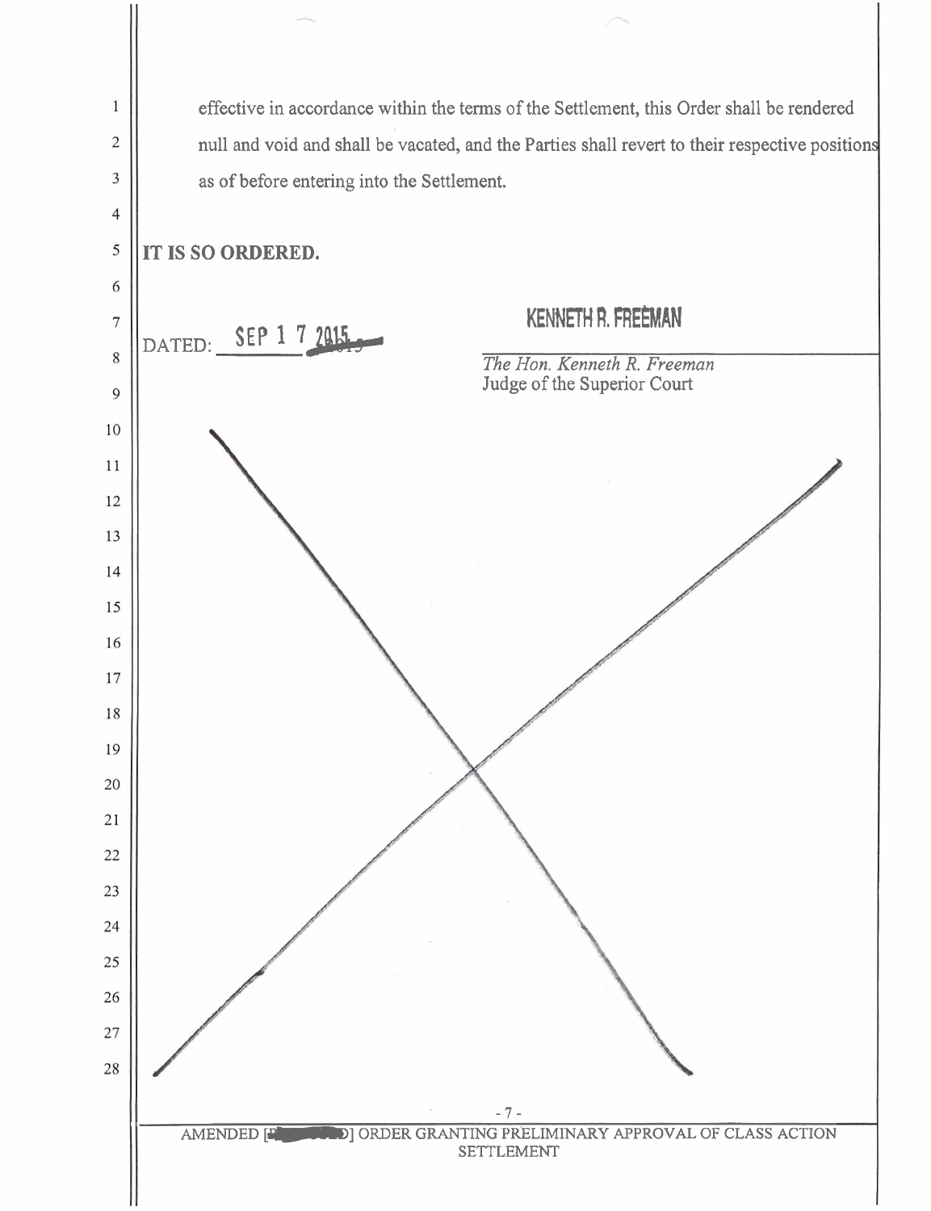effective in accordance within the terms of the Settlement, this Order shall be rendered null and void and shall be vacated, and the Parties shall revert to their respective positions as of before entering into the Settlement.

**IT IS SO ORDERED.**

DATED: SEP 1 7 2015

KENNETH R. FREEMAN

*The Hon. Kenneth R. Freeman*
Judge of the Superior Court